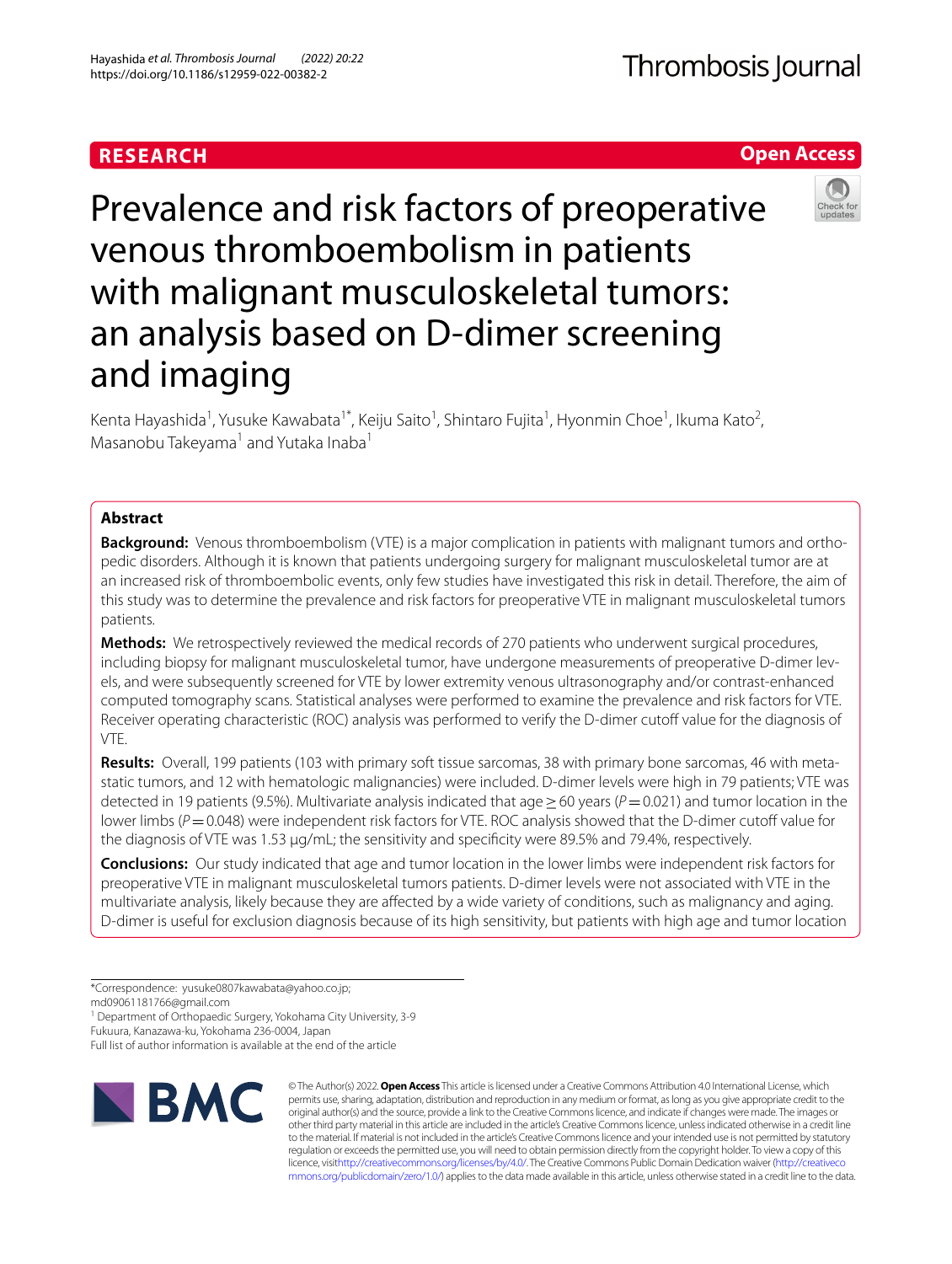RESEARCH

Open Access

# Prevalence and risk factors of preoperative venous thromboembolism in patients with malignant musculoskeletal tumors: an analysis based on D-dimer screening and imaging

Kenta Hayashida[1], Yusuke Kawabata[1*], Keiju Saito[1], Shintaro Fujita[1], Hyonmin Choe[1], Ikuma Kato[2], Masanobu Takeyama[1] and Yutaka Inaba[1]

## Abstract

**Background:** Venous thromboembolism (VTE) is a major complication in patients with malignant tumors and orthopedic disorders. Although it is known that patients undergoing surgery for malignant musculoskeletal tumor are at an increased risk of thromboembolic events, only few studies have investigated this risk in detail. Therefore, the aim of this study was to determine the prevalence and risk factors for preoperative VTE in malignant musculoskeletal tumors patients.

**Methods:** We retrospectively reviewed the medical records of 270 patients who underwent surgical procedures, including biopsy for malignant musculoskeletal tumor, have undergone measurements of preoperative D-dimer levels, and were subsequently screened for VTE by lower extremity venous ultrasonography and/or contrast-enhanced computed tomography scans. Statistical analyses were performed to examine the prevalence and risk factors for VTE. Receiver operating characteristic (ROC) analysis was performed to verify the D-dimer cutoff value for the diagnosis of VTE.

**Results:** Overall, 199 patients (103 with primary soft tissue sarcomas, 38 with primary bone sarcomas, 46 with metastatic tumors, and 12 with hematologic malignancies) were included. D-dimer levels were high in 79 patients; VTE was detected in 19 patients (9.5%). Multivariate analysis indicated that age ≥ 60 years ($P = 0.021$) and tumor location in the lower limbs ($P = 0.048$) were independent risk factors for VTE. ROC analysis showed that the D-dimer cutoff value for the diagnosis of VTE was 1.53 μg/mL; the sensitivity and specificity were 89.5% and 79.4%, respectively.

**Conclusions:** Our study indicated that age and tumor location in the lower limbs were independent risk factors for preoperative VTE in malignant musculoskeletal tumors patients. D-dimer levels were not associated with VTE in the multivariate analysis, likely because they are affected by a wide variety of conditions, such as malignancy and aging. D-dimer is useful for exclusion diagnosis because of its high sensitivity, but patients with high age and tumor location

*Correspondence: yusuke0807kawabata@yahoo.co.jp; md09061181766@gmail.com

[1] Department of Orthopaedic Surgery, Yokohama City University, 3-9 Fukuura, Kanazawa-ku, Yokohama 236-0004, Japan

Full list of author information is available at the end of the article

© The Author(s) 2022. **Open Access** This article is licensed under a Creative Commons Attribution 4.0 International License, which permits use, sharing, adaptation, distribution and reproduction in any medium or format, as long as you give appropriate credit to the original author(s) and the source, provide a link to the Creative Commons licence, and indicate if changes were made. The images or other third party material in this article are included in the article's Creative Commons licence, unless indicated otherwise in a credit line to the material. If material is not included in the article's Creative Commons licence and your intended use is not permitted by statutory regulation or exceeds the permitted use, you will need to obtain permission directly from the copyright holder. To view a copy of this licence, visit http://creativecommons.org/licenses/by/4.0/. The Creative Commons Public Domain Dedication waiver (http://creativecommons.org/publicdomain/zero/1.0/) applies to the data made available in this article, unless otherwise stated in a credit line to the data.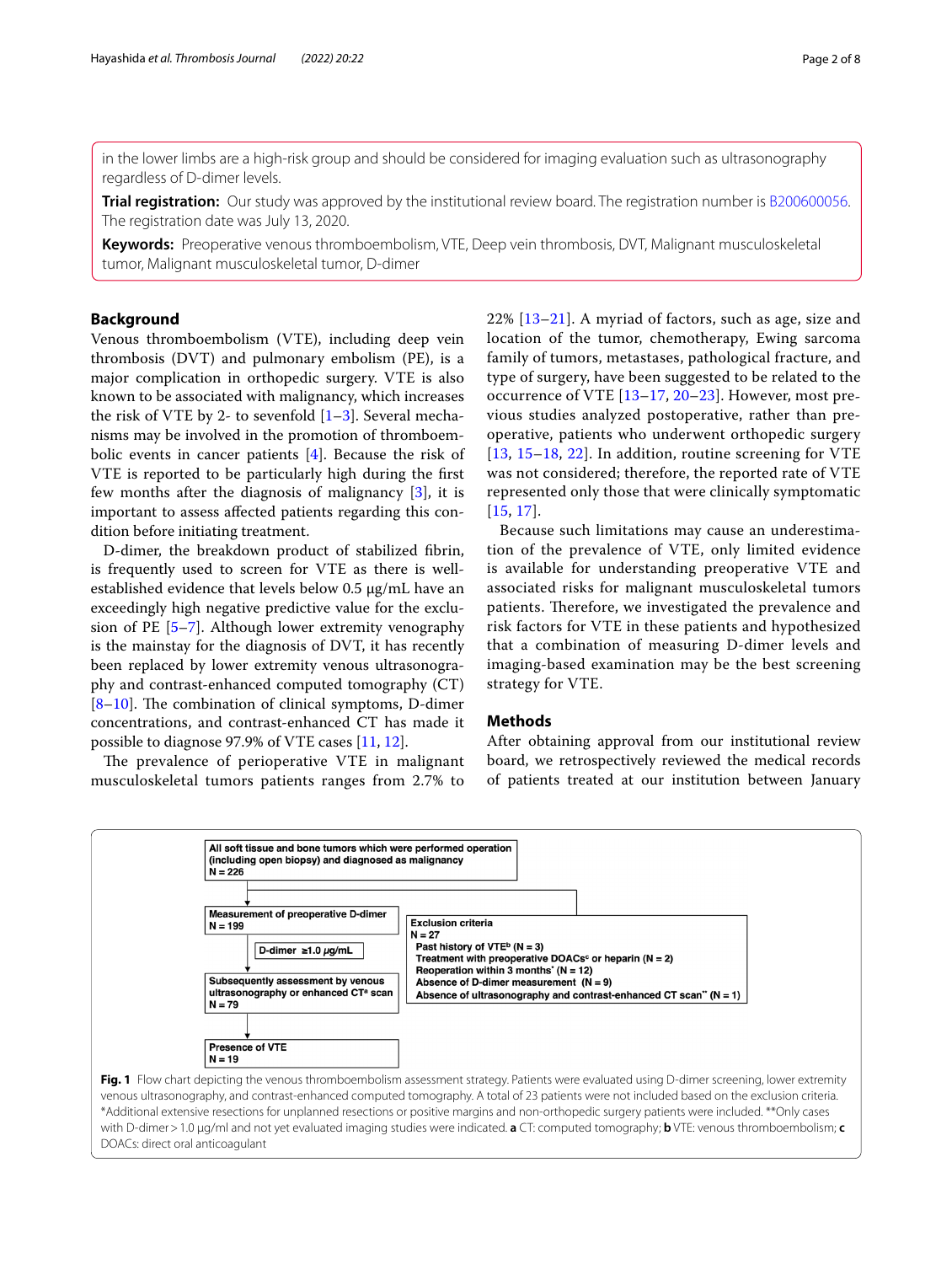in the lower limbs are a high-risk group and should be considered for imaging evaluation such as ultrasonography regardless of D-dimer levels.

**Trial registration:** Our study was approved by the institutional review board. The registration number is B200600056. The registration date was July 13, 2020.

**Keywords:** Preoperative venous thromboembolism, VTE, Deep vein thrombosis, DVT, Malignant musculoskeletal tumor, Malignant musculoskeletal tumor, D-dimer

## Background

Venous thromboembolism (VTE), including deep vein thrombosis (DVT) and pulmonary embolism (PE), is a major complication in orthopedic surgery. VTE is also known to be associated with malignancy, which increases the risk of VTE by 2- to sevenfold [1–3]. Several mechanisms may be involved in the promotion of thromboembolic events in cancer patients [4]. Because the risk of VTE is reported to be particularly high during the first few months after the diagnosis of malignancy [3], it is important to assess affected patients regarding this condition before initiating treatment.

D-dimer, the breakdown product of stabilized fibrin, is frequently used to screen for VTE as there is well-established evidence that levels below 0.5 μg/mL have an exceedingly high negative predictive value for the exclusion of PE [5–7]. Although lower extremity venography is the mainstay for the diagnosis of DVT, it has recently been replaced by lower extremity venous ultrasonography and contrast-enhanced computed tomography (CT) [8–10]. The combination of clinical symptoms, D-dimer concentrations, and contrast-enhanced CT has made it possible to diagnose 97.9% of VTE cases [11, 12].

The prevalence of perioperative VTE in malignant musculoskeletal tumors patients ranges from 2.7% to 22% [13–21]. A myriad of factors, such as age, size and location of the tumor, chemotherapy, Ewing sarcoma family of tumors, metastases, pathological fracture, and type of surgery, have been suggested to be related to the occurrence of VTE [13–17, 20–23]. However, most previous studies analyzed postoperative, rather than preoperative, patients who underwent orthopedic surgery [13, 15–18, 22]. In addition, routine screening for VTE was not considered; therefore, the reported rate of VTE represented only those that were clinically symptomatic [15, 17].

Because such limitations may cause an underestimation of the prevalence of VTE, only limited evidence is available for understanding preoperative VTE and associated risks for malignant musculoskeletal tumors patients. Therefore, we investigated the prevalence and risk factors for VTE in these patients and hypothesized that a combination of measuring D-dimer levels and imaging-based examination may be the best screening strategy for VTE.

## Methods

After obtaining approval from our institutional review board, we retrospectively reviewed the medical records of patients treated at our institution between January

All soft tissue and bone tumors which were performed operation (including open biopsy) and diagnosed as malignancy
N = 226

Measurement of preoperative D-dimer
N = 199

Exclusion criteria
N = 27
- Past history of VTE[b] (N = 3)
- Treatment with preoperative DOACs[c] or heparin (N = 2)
- Reoperation within 3 months[*] (N = 12)
- Absence of D-dimer measurement (N = 9)
- Absence of ultrasonography and contrast-enhanced CT scan[**] (N = 1)

D-dimer ≥1.0 μg/mL

Subsequently assessment by venous ultrasonography or enhanced CT[a] scan
N = 79

Presence of VTE
N = 19

**Fig. 1** Flow chart depicting the venous thromboembolism assessment strategy. Patients were evaluated using D-dimer screening, lower extremity venous ultrasonography, and contrast-enhanced computed tomography. A total of 23 patients were not included based on the exclusion criteria. *Additional extensive resections for unplanned resections or positive margins and non-orthopedic surgery patients were included. **Only cases with D-dimer > 1.0 μg/ml and not yet evaluated imaging studies were indicated. **a** CT: computed tomography; **b** VTE: venous thromboembolism; **c** DOACs: direct oral anticoagulant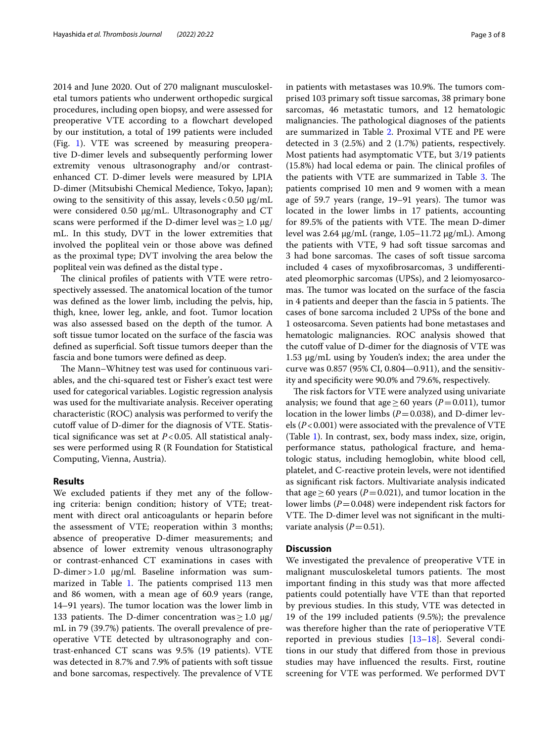2014 and June 2020. Out of 270 malignant musculoskeletal tumors patients who underwent orthopedic surgical procedures, including open biopsy, and were assessed for preoperative VTE according to a flowchart developed by our institution, a total of 199 patients were included (Fig. 1). VTE was screened by measuring preoperative D-dimer levels and subsequently performing lower extremity venous ultrasonography and/or contrast-enhanced CT. D-dimer levels were measured by LPIA D-dimer (Mitsubishi Chemical Medience, Tokyo, Japan); owing to the sensitivity of this assay, levels < 0.50 μg/mL were considered 0.50 μg/mL. Ultrasonography and CT scans were performed if the D-dimer level was ≥ 1.0 μg/mL. In this study, DVT in the lower extremities that involved the popliteal vein or those above was defined as the proximal type; DVT involving the area below the popliteal vein was defined as the distal type.

The clinical profiles of patients with VTE were retrospectively assessed. The anatomical location of the tumor was defined as the lower limb, including the pelvis, hip, thigh, knee, lower leg, ankle, and foot. Tumor location was also assessed based on the depth of the tumor. A soft tissue tumor located on the surface of the fascia was defined as superficial. Soft tissue tumors deeper than the fascia and bone tumors were defined as deep.

The Mann–Whitney test was used for continuous variables, and the chi-squared test or Fisher's exact test were used for categorical variables. Logistic regression analysis was used for the multivariate analysis. Receiver operating characteristic (ROC) analysis was performed to verify the cutoff value of D-dimer for the diagnosis of VTE. Statistical significance was set at $P < 0.05$. All statistical analyses were performed using R (R Foundation for Statistical Computing, Vienna, Austria).

## Results

We excluded patients if they met any of the following criteria: benign condition; history of VTE; treatment with direct oral anticoagulants or heparin before the assessment of VTE; reoperation within 3 months; absence of preoperative D-dimer measurements; and absence of lower extremity venous ultrasonography or contrast-enhanced CT examinations in cases with D-dimer > 1.0 μg/ml. Baseline information was summarized in Table 1. The patients comprised 113 men and 86 women, with a mean age of 60.9 years (range, 14–91 years). The tumor location was the lower limb in 133 patients. The D-dimer concentration was ≥ 1.0 μg/mL in 79 (39.7%) patients. The overall prevalence of preoperative VTE detected by ultrasonography and contrast-enhanced CT scans was 9.5% (19 patients). VTE was detected in 8.7% and 7.9% of patients with soft tissue and bone sarcomas, respectively. The prevalence of VTE in patients with metastases was 10.9%. The tumors comprised 103 primary soft tissue sarcomas, 38 primary bone sarcomas, 46 metastatic tumors, and 12 hematologic malignancies. The pathological diagnoses of the patients are summarized in Table 2. Proximal VTE and PE were detected in 3 (2.5%) and 2 (1.7%) patients, respectively. Most patients had asymptomatic VTE, but 3/19 patients (15.8%) had local edema or pain. The clinical profiles of the patients with VTE are summarized in Table 3. The patients comprised 10 men and 9 women with a mean age of 59.7 years (range, 19–91 years). The tumor was located in the lower limbs in 17 patients, accounting for 89.5% of the patients with VTE. The mean D-dimer level was 2.64 μg/mL (range, 1.05–11.72 μg/mL). Among the patients with VTE, 9 had soft tissue sarcomas and 3 had bone sarcomas. The cases of soft tissue sarcoma included 4 cases of myxofibrosarcomas, 3 undifferentiated pleomorphic sarcomas (UPSs), and 2 leiomyosarcomas. The tumor was located on the surface of the fascia in 4 patients and deeper than the fascia in 5 patients. The cases of bone sarcoma included 2 UPSs of the bone and 1 osteosarcoma. Seven patients had bone metastases and hematologic malignancies. ROC analysis showed that the cutoff value of D-dimer for the diagnosis of VTE was 1.53 μg/mL using by Youden's index; the area under the curve was 0.857 (95% CI, 0.804—0.911), and the sensitivity and specificity were 90.0% and 79.6%, respectively.

The risk factors for VTE were analyzed using univariate analysis; we found that age ≥ 60 years ($P = 0.011$), tumor location in the lower limbs ($P = 0.038$), and D-dimer levels ($P < 0.001$) were associated with the prevalence of VTE (Table 1). In contrast, sex, body mass index, size, origin, performance status, pathological fracture, and hematologic status, including hemoglobin, white blood cell, platelet, and C-reactive protein levels, were not identified as significant risk factors. Multivariate analysis indicated that age ≥ 60 years ($P = 0.021$), and tumor location in the lower limbs ($P = 0.048$) were independent risk factors for VTE. The D-dimer level was not significant in the multivariate analysis ($P = 0.51$).

## Discussion

We investigated the prevalence of preoperative VTE in malignant musculoskeletal tumors patients. The most important finding in this study was that more affected patients could potentially have VTE than that reported by previous studies. In this study, VTE was detected in 19 of the 199 included patients (9.5%); the prevalence was therefore higher than the rate of perioperative VTE reported in previous studies [13–18]. Several conditions in our study that differed from those in previous studies may have influenced the results. First, routine screening for VTE was performed. We performed DVT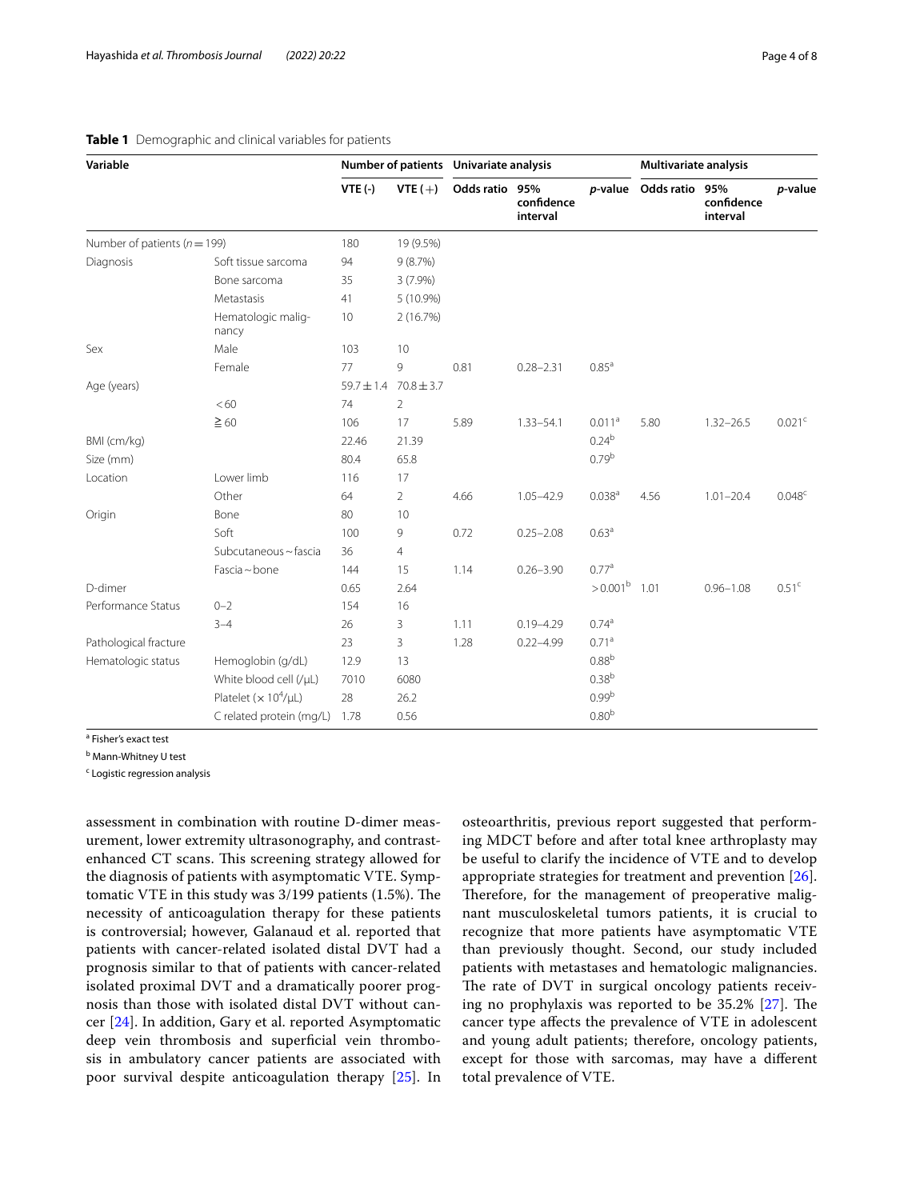**Table 1** Demographic and clinical variables for patients

| Variable | | Number of patients | | Univariate analysis | | | Multivariate analysis | | |
|---|---|---|---|---|---|---|---|---|---|
| | | VTE (-) | VTE (+) | Odds ratio | 95% confidence interval | *p*-value | Odds ratio | 95% confidence interval | *p*-value |
| Number of patients ($n = 199$) | | 180 | 19 (9.5%) | | | | | | |
| Diagnosis | Soft tissue sarcoma | 94 | 9 (8.7%) | | | | | | |
| | Bone sarcoma | 35 | 3 (7.9%) | | | | | | |
| | Metastasis | 41 | 5 (10.9%) | | | | | | |
| | Hematologic malignancy | 10 | 2 (16.7%) | | | | | | |
| Sex | Male | 103 | 10 | | | | | | |
| | Female | 77 | 9 | 0.81 | 0.28–2.31 | 0.85[a] | | | |
| Age (years) | | 59.7 ± 1.4 | 70.8 ± 3.7 | | | | | | |
| | < 60 | 74 | 2 | | | | | | |
| | ≧ 60 | 106 | 17 | 5.89 | 1.33–54.1 | 0.011[a] | 5.80 | 1.32–26.5 | 0.021[c] |
| BMI (cm/kg) | | 22.46 | 21.39 | | | 0.24[b] | | | |
| Size (mm) | | 80.4 | 65.8 | | | 0.79[b] | | | |
| Location | Lower limb | 116 | 17 | | | | | | |
| | Other | 64 | 2 | 4.66 | 1.05–42.9 | 0.038[a] | 4.56 | 1.01–20.4 | 0.048[c] |
| Origin | Bone | 80 | 10 | | | | | | |
| | Soft | 100 | 9 | 0.72 | 0.25–2.08 | 0.63[a] | | | |
| | Subcutaneous ~ fascia | 36 | 4 | | | | | | |
| | Fascia ~ bone | 144 | 15 | 1.14 | 0.26–3.90 | 0.77[a] | | | |
| D-dimer | | 0.65 | 2.64 | | | > 0.001[b] | 1.01 | 0.96–1.08 | 0.51[c] |
| Performance Status | 0–2 | 154 | 16 | | | | | | |
| | 3–4 | 26 | 3 | 1.11 | 0.19–4.29 | 0.74[a] | | | |
| Pathological fracture | | 23 | 3 | 1.28 | 0.22–4.99 | 0.71[a] | | | |
| Hematologic status | Hemoglobin (g/dL) | 12.9 | 13 | | | 0.88[b] | | | |
| | White blood cell (/μL) | 7010 | 6080 | | | 0.38[b] | | | |
| | Platelet ($\times 10^4$/μL) | 28 | 26.2 | | | 0.99[b] | | | |
| | C related protein (mg/L) | 1.78 | 0.56 | | | 0.80[b] | | | |

[a] Fisher's exact test

[b] Mann-Whitney U test

[c] Logistic regression analysis

assessment in combination with routine D-dimer measurement, lower extremity ultrasonography, and contrast-enhanced CT scans. This screening strategy allowed for the diagnosis of patients with asymptomatic VTE. Symptomatic VTE in this study was 3/199 patients (1.5%). The necessity of anticoagulation therapy for these patients is controversial; however, Galanaud et al. reported that patients with cancer-related isolated distal DVT had a prognosis similar to that of patients with cancer-related isolated proximal DVT and a dramatically poorer prognosis than those with isolated distal DVT without cancer [24]. In addition, Gary et al. reported Asymptomatic deep vein thrombosis and superficial vein thrombosis in ambulatory cancer patients are associated with poor survival despite anticoagulation therapy [25]. In osteoarthritis, previous report suggested that performing MDCT before and after total knee arthroplasty may be useful to clarify the incidence of VTE and to develop appropriate strategies for treatment and prevention [26]. Therefore, for the management of preoperative malignant musculoskeletal tumors patients, it is crucial to recognize that more patients have asymptomatic VTE than previously thought. Second, our study included patients with metastases and hematologic malignancies. The rate of DVT in surgical oncology patients receiving no prophylaxis was reported to be 35.2% [27]. The cancer type affects the prevalence of VTE in adolescent and young adult patients; therefore, oncology patients, except for those with sarcomas, may have a different total prevalence of VTE.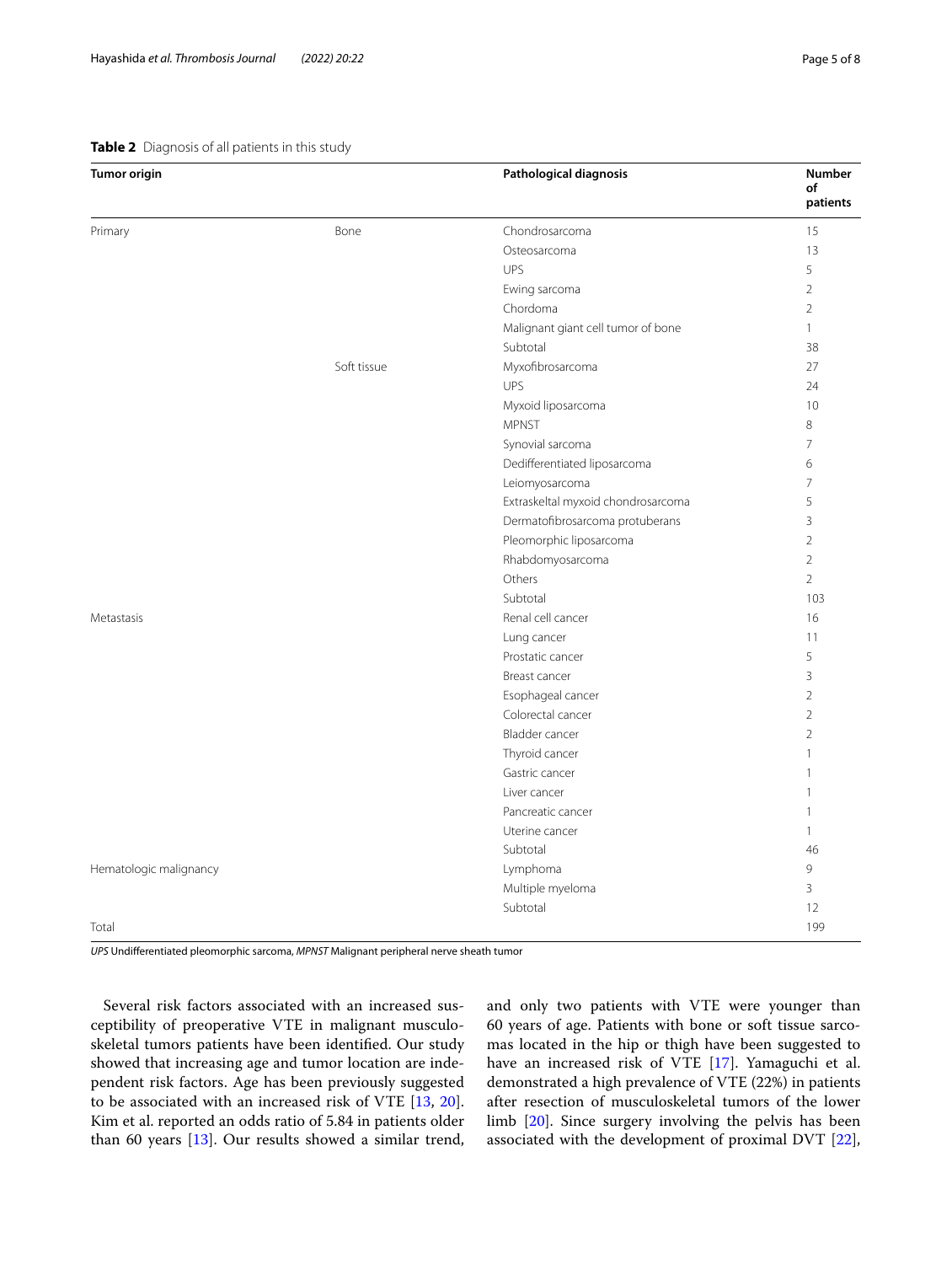**Table 2** Diagnosis of all patients in this study

| Tumor origin | | Pathological diagnosis | Number of patients |
|---|---|---|---|
| Primary | Bone | Chondrosarcoma | 15 |
| | | Osteosarcoma | 13 |
| | | UPS | 5 |
| | | Ewing sarcoma | 2 |
| | | Chordoma | 2 |
| | | Malignant giant cell tumor of bone | 1 |
| | | Subtotal | 38 |
| | Soft tissue | Myxofibrosarcoma | 27 |
| | | UPS | 24 |
| | | Myxoid liposarcoma | 10 |
| | | MPNST | 8 |
| | | Synovial sarcoma | 7 |
| | | Dedifferentiated liposarcoma | 6 |
| | | Leiomyosarcoma | 7 |
| | | Extraskeltal myxoid chondrosarcoma | 5 |
| | | Dermatofibrosarcoma protuberans | 3 |
| | | Pleomorphic liposarcoma | 2 |
| | | Rhabdomyosarcoma | 2 |
| | | Others | 2 |
| | | Subtotal | 103 |
| Metastasis | | Renal cell cancer | 16 |
| | | Lung cancer | 11 |
| | | Prostatic cancer | 5 |
| | | Breast cancer | 3 |
| | | Esophageal cancer | 2 |
| | | Colorectal cancer | 2 |
| | | Bladder cancer | 2 |
| | | Thyroid cancer | 1 |
| | | Gastric cancer | 1 |
| | | Liver cancer | 1 |
| | | Pancreatic cancer | 1 |
| | | Uterine cancer | 1 |
| | | Subtotal | 46 |
| Hematologic malignancy | | Lymphoma | 9 |
| | | Multiple myeloma | 3 |
| | | Subtotal | 12 |
| Total | | | 199 |

*UPS* Undifferentiated pleomorphic sarcoma, *MPNST* Malignant peripheral nerve sheath tumor

Several risk factors associated with an increased susceptibility of preoperative VTE in malignant musculoskeletal tumors patients have been identified. Our study showed that increasing age and tumor location are independent risk factors. Age has been previously suggested to be associated with an increased risk of VTE [13, 20]. Kim et al. reported an odds ratio of 5.84 in patients older than 60 years [13]. Our results showed a similar trend, and only two patients with VTE were younger than 60 years of age. Patients with bone or soft tissue sarcomas located in the hip or thigh have been suggested to have an increased risk of VTE [17]. Yamaguchi et al. demonstrated a high prevalence of VTE (22%) in patients after resection of musculoskeletal tumors of the lower limb [20]. Since surgery involving the pelvis has been associated with the development of proximal DVT [22],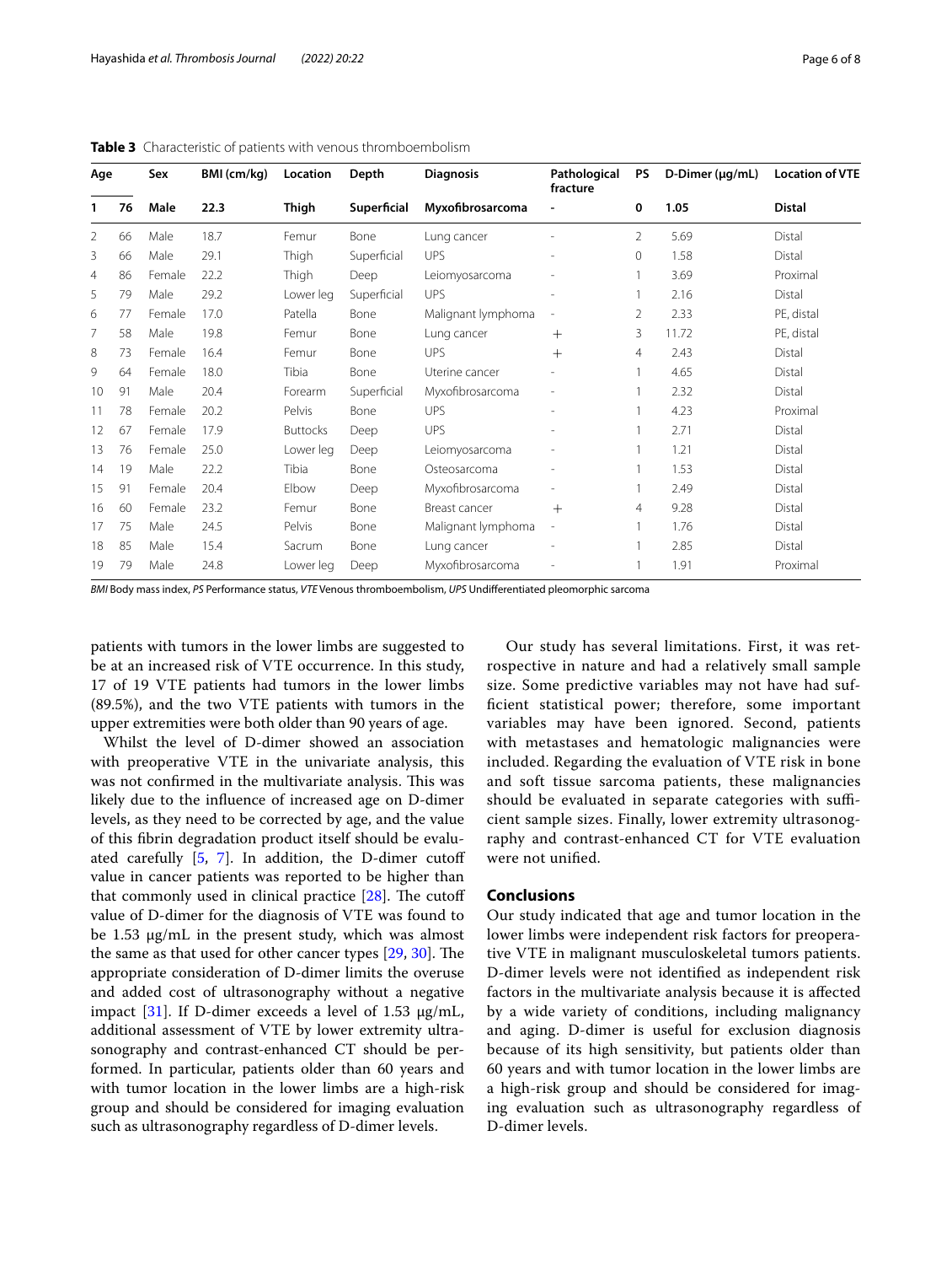**Table 3** Characteristic of patients with venous thromboembolism

| Age | | Sex | BMI (cm/kg) | Location | Depth | Diagnosis | Pathological fracture | PS | D-Dimer (μg/mL) | Location of VTE |
|---|---|---|---|---|---|---|---|---|---|---|
| **1** | **76** | **Male** | **22.3** | **Thigh** | **Superficial** | **Myxofibrosarcoma** | **-** | **0** | **1.05** | **Distal** |
| 2 | 66 | Male | 18.7 | Femur | Bone | Lung cancer | - | 2 | 5.69 | Distal |
| 3 | 66 | Male | 29.1 | Thigh | Superficial | UPS | - | 0 | 1.58 | Distal |
| 4 | 86 | Female | 22.2 | Thigh | Deep | Leiomyosarcoma | - | 1 | 3.69 | Proximal |
| 5 | 79 | Male | 29.2 | Lower leg | Superficial | UPS | - | 1 | 2.16 | Distal |
| 6 | 77 | Female | 17.0 | Patella | Bone | Malignant lymphoma | - | 2 | 2.33 | PE, distal |
| 7 | 58 | Male | 19.8 | Femur | Bone | Lung cancer | + | 3 | 11.72 | PE, distal |
| 8 | 73 | Female | 16.4 | Femur | Bone | UPS | + | 4 | 2.43 | Distal |
| 9 | 64 | Female | 18.0 | Tibia | Bone | Uterine cancer | - | 1 | 4.65 | Distal |
| 10 | 91 | Male | 20.4 | Forearm | Superficial | Myxofibrosarcoma | - | 1 | 2.32 | Distal |
| 11 | 78 | Female | 20.2 | Pelvis | Bone | UPS | - | 1 | 4.23 | Proximal |
| 12 | 67 | Female | 17.9 | Buttocks | Deep | UPS | - | 1 | 2.71 | Distal |
| 13 | 76 | Female | 25.0 | Lower leg | Deep | Leiomyosarcoma | - | 1 | 1.21 | Distal |
| 14 | 19 | Male | 22.2 | Tibia | Bone | Osteosarcoma | - | 1 | 1.53 | Distal |
| 15 | 91 | Female | 20.4 | Elbow | Deep | Myxofibrosarcoma | - | 1 | 2.49 | Distal |
| 16 | 60 | Female | 23.2 | Femur | Bone | Breast cancer | + | 4 | 9.28 | Distal |
| 17 | 75 | Male | 24.5 | Pelvis | Bone | Malignant lymphoma | - | 1 | 1.76 | Distal |
| 18 | 85 | Male | 15.4 | Sacrum | Bone | Lung cancer | - | 1 | 2.85 | Distal |
| 19 | 79 | Male | 24.8 | Lower leg | Deep | Myxofibrosarcoma | - | 1 | 1.91 | Proximal |

*BMI* Body mass index, *PS* Performance status, *VTE* Venous thromboembolism, *UPS* Undifferentiated pleomorphic sarcoma

patients with tumors in the lower limbs are suggested to be at an increased risk of VTE occurrence. In this study, 17 of 19 VTE patients had tumors in the lower limbs (89.5%), and the two VTE patients with tumors in the upper extremities were both older than 90 years of age.

Whilst the level of D-dimer showed an association with preoperative VTE in the univariate analysis, this was not confirmed in the multivariate analysis. This was likely due to the influence of increased age on D-dimer levels, as they need to be corrected by age, and the value of this fibrin degradation product itself should be evaluated carefully [5, 7]. In addition, the D-dimer cutoff value in cancer patients was reported to be higher than that commonly used in clinical practice [28]. The cutoff value of D-dimer for the diagnosis of VTE was found to be 1.53 μg/mL in the present study, which was almost the same as that used for other cancer types [29, 30]. The appropriate consideration of D-dimer limits the overuse and added cost of ultrasonography without a negative impact [31]. If D-dimer exceeds a level of 1.53 μg/mL, additional assessment of VTE by lower extremity ultrasonography and contrast-enhanced CT should be performed. In particular, patients older than 60 years and with tumor location in the lower limbs are a high-risk group and should be considered for imaging evaluation such as ultrasonography regardless of D-dimer levels.

Our study has several limitations. First, it was retrospective in nature and had a relatively small sample size. Some predictive variables may not have had sufficient statistical power; therefore, some important variables may have been ignored. Second, patients with metastases and hematologic malignancies were included. Regarding the evaluation of VTE risk in bone and soft tissue sarcoma patients, these malignancies should be evaluated in separate categories with sufficient sample sizes. Finally, lower extremity ultrasonography and contrast-enhanced CT for VTE evaluation were not unified.

## Conclusions

Our study indicated that age and tumor location in the lower limbs were independent risk factors for preoperative VTE in malignant musculoskeletal tumors patients. D-dimer levels were not identified as independent risk factors in the multivariate analysis because it is affected by a wide variety of conditions, including malignancy and aging. D-dimer is useful for exclusion diagnosis because of its high sensitivity, but patients older than 60 years and with tumor location in the lower limbs are a high-risk group and should be considered for imaging evaluation such as ultrasonography regardless of D-dimer levels.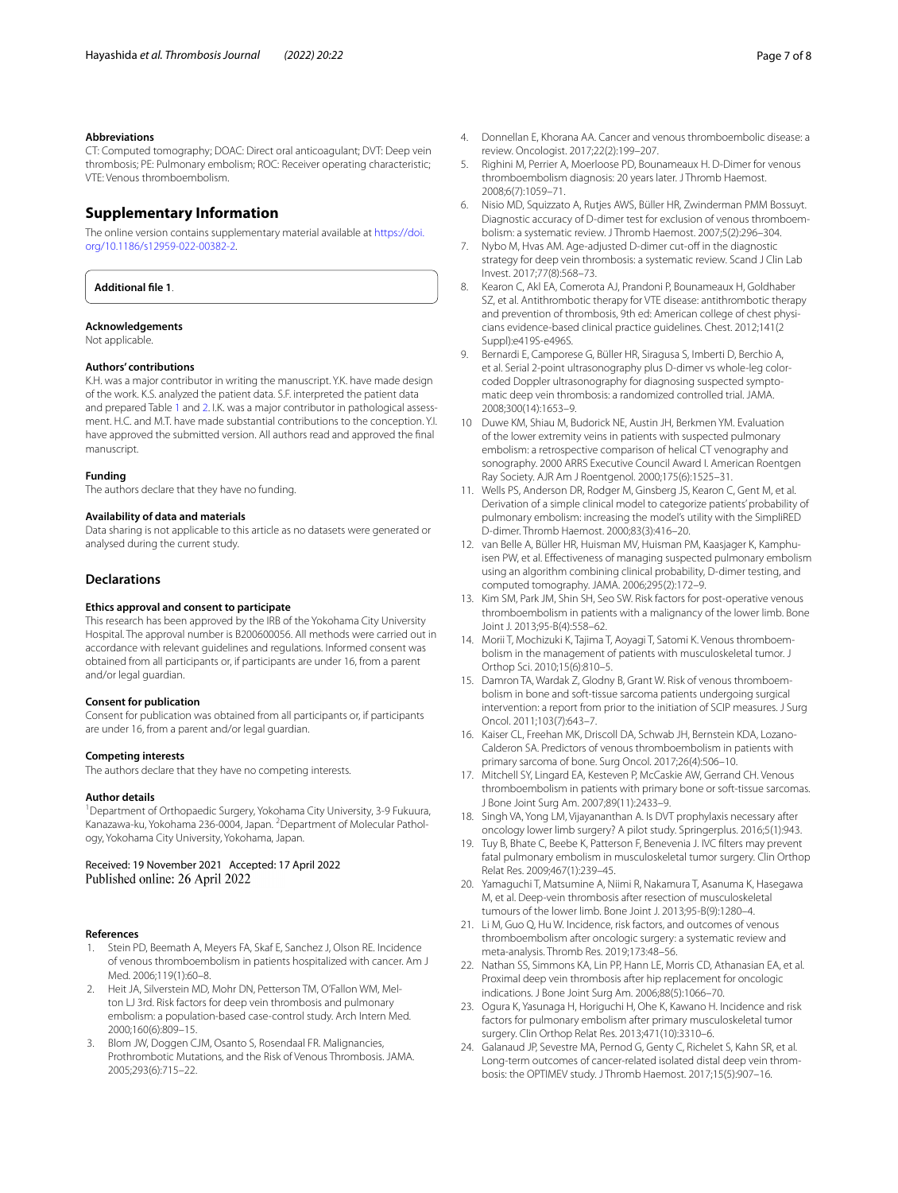### Abbreviations

CT: Computed tomography; DOAC: Direct oral anticoagulant; DVT: Deep vein thrombosis; PE: Pulmonary embolism; ROC: Receiver operating characteristic; VTE: Venous thromboembolism.

## Supplementary Information

The online version contains supplementary material available at https://doi.org/10.1186/s12959-022-00382-2.

**Additional file 1**.

### Acknowledgements

Not applicable.

### Authors' contributions

K.H. was a major contributor in writing the manuscript. Y.K. have made design of the work. K.S. analyzed the patient data. S.F. interpreted the patient data and prepared Table 1 and 2. I.K. was a major contributor in pathological assessment. H.C. and M.T. have made substantial contributions to the conception. Y.I. have approved the submitted version. All authors read and approved the final manuscript.

### Funding

The authors declare that they have no funding.

### Availability of data and materials

Data sharing is not applicable to this article as no datasets were generated or analysed during the current study.

## Declarations

### Ethics approval and consent to participate

This research has been approved by the IRB of the Yokohama City University Hospital. The approval number is B200600056. All methods were carried out in accordance with relevant guidelines and regulations. Informed consent was obtained from all participants or, if participants are under 16, from a parent and/or legal guardian.

### Consent for publication

Consent for publication was obtained from all participants or, if participants are under 16, from a parent and/or legal guardian.

### Competing interests

The authors declare that they have no competing interests.

### Author details

[1]Department of Orthopaedic Surgery, Yokohama City University, 3-9 Fukuura, Kanazawa-ku, Yokohama 236-0004, Japan. [2]Department of Molecular Pathology, Yokohama City University, Yokohama, Japan.

Received: 19 November 2021 Accepted: 17 April 2022
Published online: 26 April 2022

### References

1. Stein PD, Beemath A, Meyers FA, Skaf E, Sanchez J, Olson RE. Incidence of venous thromboembolism in patients hospitalized with cancer. Am J Med. 2006;119(1):60–8.
2. Heit JA, Silverstein MD, Mohr DN, Petterson TM, O'Fallon WM, Melton LJ 3rd. Risk factors for deep vein thrombosis and pulmonary embolism: a population-based case-control study. Arch Intern Med. 2000;160(6):809–15.
3. Blom JW, Doggen CJM, Osanto S, Rosendaal FR. Malignancies, Prothrombotic Mutations, and the Risk of Venous Thrombosis. JAMA. 2005;293(6):715–22.
4. Donnellan E, Khorana AA. Cancer and venous thromboembolic disease: a review. Oncologist. 2017;22(2):199–207.
5. Righini M, Perrier A, Moerloose PD, Bounameaux H. D-Dimer for venous thromboembolism diagnosis: 20 years later. J Thromb Haemost. 2008;6(7):1059–71.
6. Nisio MD, Squizzato A, Rutjes AWS, Büller HR, Zwinderman PMM Bossuyt. Diagnostic accuracy of D-dimer test for exclusion of venous thromboembolism: a systematic review. J Thromb Haemost. 2007;5(2):296–304.
7. Nybo M, Hvas AM. Age-adjusted D-dimer cut-off in the diagnostic strategy for deep vein thrombosis: a systematic review. Scand J Clin Lab Invest. 2017;77(8):568–73.
8. Kearon C, Akl EA, Comerota AJ, Prandoni P, Bounameaux H, Goldhaber SZ, et al. Antithrombotic therapy for VTE disease: antithrombotic therapy and prevention of thrombosis, 9th ed: American college of chest physicians evidence-based clinical practice guidelines. Chest. 2012;141(2 Suppl):e419S-e496S.
9. Bernardi E, Camporese G, Büller HR, Siragusa S, Imberti D, Berchio A, et al. Serial 2-point ultrasonography plus D-dimer vs whole-leg color-coded Doppler ultrasonography for diagnosing suspected symptomatic deep vein thrombosis: a randomized controlled trial. JAMA. 2008;300(14):1653–9.
10. Duwe KM, Shiau M, Budorick NE, Austin JH, Berkmen YM. Evaluation of the lower extremity veins in patients with suspected pulmonary embolism: a retrospective comparison of helical CT venography and sonography. 2000 ARRS Executive Council Award I. American Roentgen Ray Society. AJR Am J Roentgenol. 2000;175(6):1525–31.
11. Wells PS, Anderson DR, Rodger M, Ginsberg JS, Kearon C, Gent M, et al. Derivation of a simple clinical model to categorize patients' probability of pulmonary embolism: increasing the model's utility with the SimpliRED D-dimer. Thromb Haemost. 2000;83(3):416–20.
12. van Belle A, Büller HR, Huisman MV, Huisman PM, Kaasjager K, Kamphuisen PW, et al. Effectiveness of managing suspected pulmonary embolism using an algorithm combining clinical probability, D-dimer testing, and computed tomography. JAMA. 2006;295(2):172–9.
13. Kim SM, Park JM, Shin SH, Seo SW. Risk factors for post-operative venous thromboembolism in patients with a malignancy of the lower limb. Bone Joint J. 2013;95-B(4):558–62.
14. Morii T, Mochizuki K, Tajima T, Aoyagi T, Satomi K. Venous thromboembolism in the management of patients with musculoskeletal tumor. J Orthop Sci. 2010;15(6):810–5.
15. Damron TA, Wardak Z, Glodny B, Grant W. Risk of venous thromboembolism in bone and soft-tissue sarcoma patients undergoing surgical intervention: a report from prior to the initiation of SCIP measures. J Surg Oncol. 2011;103(7):643–7.
16. Kaiser CL, Freehan MK, Driscoll DA, Schwab JH, Bernstein KDA, Lozano-Calderon SA. Predictors of venous thromboembolism in patients with primary sarcoma of bone. Surg Oncol. 2017;26(4):506–10.
17. Mitchell SY, Lingard EA, Kesteven P, McCaskie AW, Gerrand CH. Venous thromboembolism in patients with primary bone or soft-tissue sarcomas. J Bone Joint Surg Am. 2007;89(11):2433–9.
18. Singh VA, Yong LM, Vijayananthan A. Is DVT prophylaxis necessary after oncology lower limb surgery? A pilot study. Springerplus. 2016;5(1):943.
19. Tuy B, Bhate C, Beebe K, Patterson F, Benevenia J. IVC filters may prevent fatal pulmonary embolism in musculoskeletal tumor surgery. Clin Orthop Relat Res. 2009;467(1):239–45.
20. Yamaguchi T, Matsumine A, Niimi R, Nakamura T, Asanuma K, Hasegawa M, et al. Deep-vein thrombosis after resection of musculoskeletal tumours of the lower limb. Bone Joint J. 2013;95-B(9):1280–4.
21. Li M, Guo Q, Hu W. Incidence, risk factors, and outcomes of venous thromboembolism after oncologic surgery: a systematic review and meta-analysis. Thromb Res. 2019;173:48–56.
22. Nathan SS, Simmons KA, Lin PP, Hann LE, Morris CD, Athanasian EA, et al. Proximal deep vein thrombosis after hip replacement for oncologic indications. J Bone Joint Surg Am. 2006;88(5):1066–70.
23. Ogura K, Yasunaga H, Horiguchi H, Ohe K, Kawano H. Incidence and risk factors for pulmonary embolism after primary musculoskeletal tumor surgery. Clin Orthop Relat Res. 2013;471(10):3310–6.
24. Galanaud JP, Sevestre MA, Pernod G, Genty C, Richelet S, Kahn SR, et al. Long-term outcomes of cancer-related isolated distal deep vein thrombosis: the OPTIMEV study. J Thromb Haemost. 2017;15(5):907–16.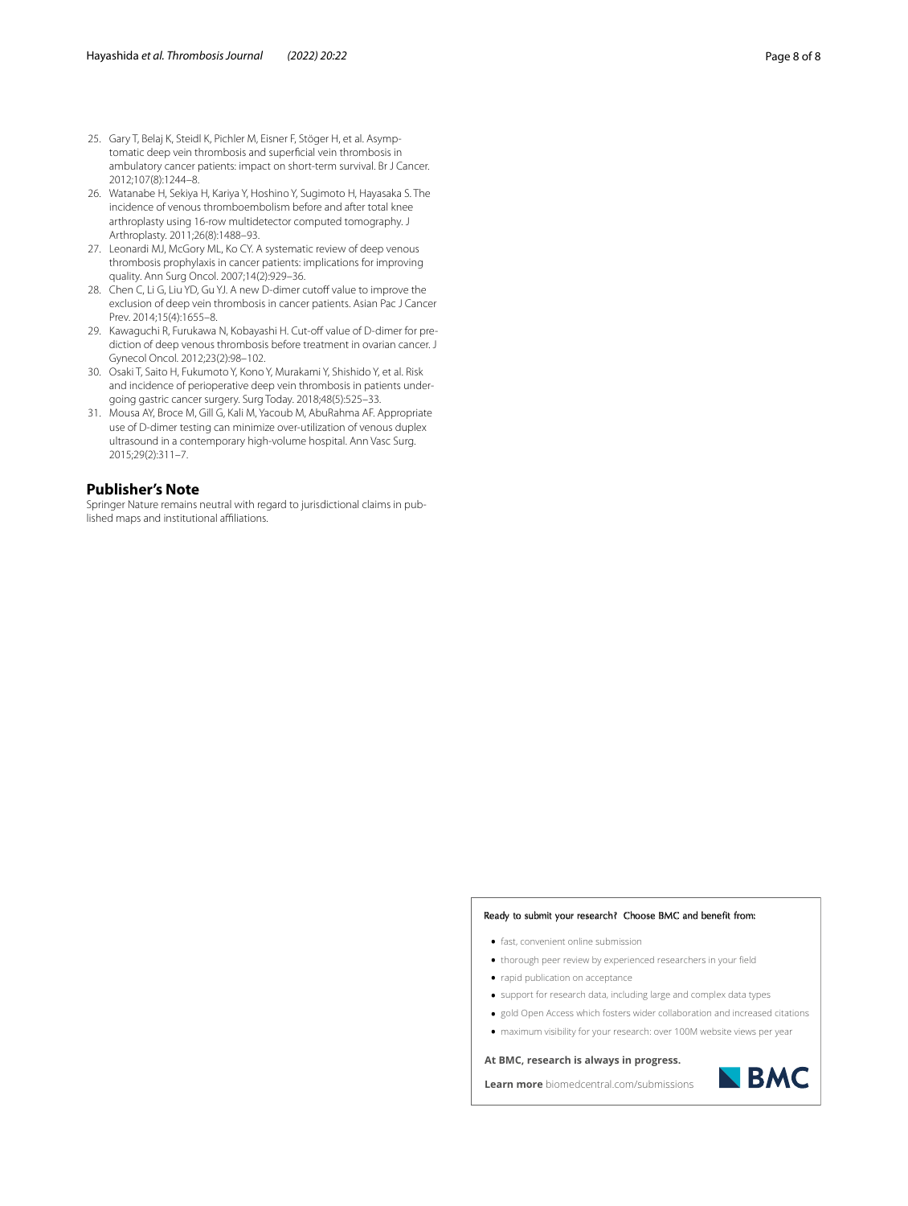25. Gary T, Belaj K, Steidl K, Pichler M, Eisner F, Stöger H, et al. Asymptomatic deep vein thrombosis and superficial vein thrombosis in ambulatory cancer patients: impact on short-term survival. Br J Cancer. 2012;107(8):1244–8.
26. Watanabe H, Sekiya H, Kariya Y, Hoshino Y, Sugimoto H, Hayasaka S. The incidence of venous thromboembolism before and after total knee arthroplasty using 16-row multidetector computed tomography. J Arthroplasty. 2011;26(8):1488–93.
27. Leonardi MJ, McGory ML, Ko CY. A systematic review of deep venous thrombosis prophylaxis in cancer patients: implications for improving quality. Ann Surg Oncol. 2007;14(2):929–36.
28. Chen C, Li G, Liu YD, Gu YJ. A new D-dimer cutoff value to improve the exclusion of deep vein thrombosis in cancer patients. Asian Pac J Cancer Prev. 2014;15(4):1655–8.
29. Kawaguchi R, Furukawa N, Kobayashi H. Cut-off value of D-dimer for prediction of deep venous thrombosis before treatment in ovarian cancer. J Gynecol Oncol. 2012;23(2):98–102.
30. Osaki T, Saito H, Fukumoto Y, Kono Y, Murakami Y, Shishido Y, et al. Risk and incidence of perioperative deep vein thrombosis in patients undergoing gastric cancer surgery. Surg Today. 2018;48(5):525–33.
31. Mousa AY, Broce M, Gill G, Kali M, Yacoub M, AbuRahma AF. Appropriate use of D-dimer testing can minimize over-utilization of venous duplex ultrasound in a contemporary high-volume hospital. Ann Vasc Surg. 2015;29(2):311–7.

## Publisher's Note

Springer Nature remains neutral with regard to jurisdictional claims in published maps and institutional affiliations.

Ready to submit your research? Choose BMC and benefit from:

- fast, convenient online submission
- thorough peer review by experienced researchers in your field
- rapid publication on acceptance
- support for research data, including large and complex data types
- gold Open Access which fosters wider collaboration and increased citations
- maximum visibility for your research: over 100M website views per year

**At BMC, research is always in progress.**

**Learn more** biomedcentral.com/submissions

BMC